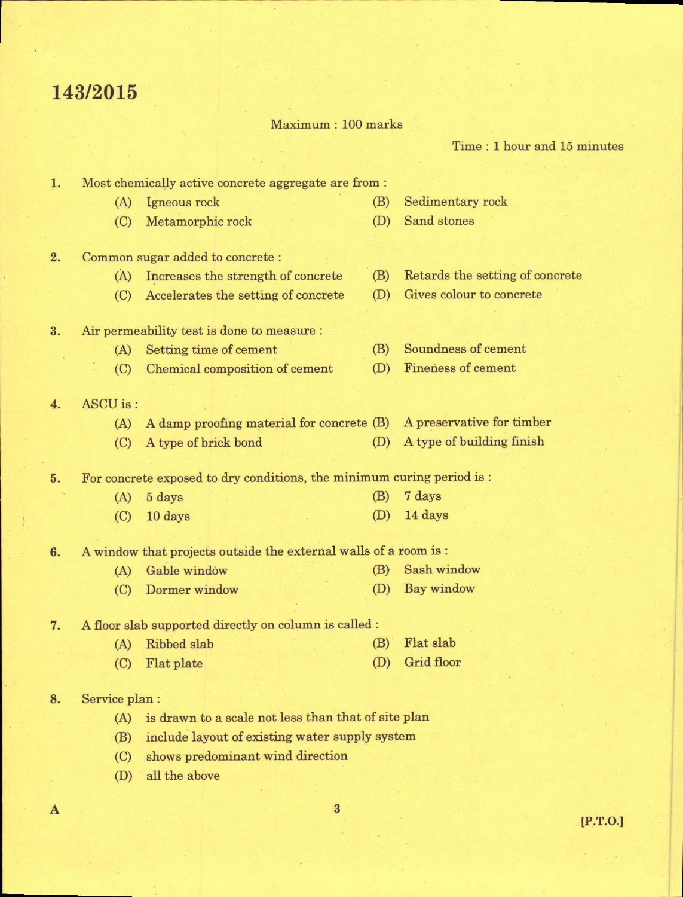# 143/2015

Maximum : 100 marks

Time : 1 hour and 15 minutes

1. Most chemically active concrete aggregate are from :
   - (A) Igneous rock
   - (B) Sedimentary rock
   - (C) Metamorphic rock
   - (D) Sand stones

2. Common sugar added to concrete :
   - (A) Increases the strength of concrete
   - (B) Retards the setting of concrete
   - (C) Accelerates the setting of concrete
   - (D) Gives colour to concrete

3. Air permeability test is done to measure :
   - (A) Setting time of cement
   - (B) Soundness of cement
   - (C) Chemical composition of cement
   - (D) Fineness of cement

4. ASCU is :
   - (A) A damp proofing material for concrete
   - (B) A preservative for timber
   - (C) A type of brick bond
   - (D) A type of building finish

5. For concrete exposed to dry conditions, the minimum curing period is :
   - (A) 5 days
   - (B) 7 days
   - (C) 10 days
   - (D) 14 days

6. A window that projects outside the external walls of a room is :
   - (A) Gable window
   - (B) Sash window
   - (C) Dormer window
   - (D) Bay window

7. A floor slab supported directly on column is called :
   - (A) Ribbed slab
   - (B) Flat slab
   - (C) Flat plate
   - (D) Grid floor

8. Service plan :
   - (A) is drawn to a scale not less than that of site plan
   - (B) include layout of existing water supply system
   - (C) shows predominant wind direction
   - (D) all the above

A

[P.T.O.]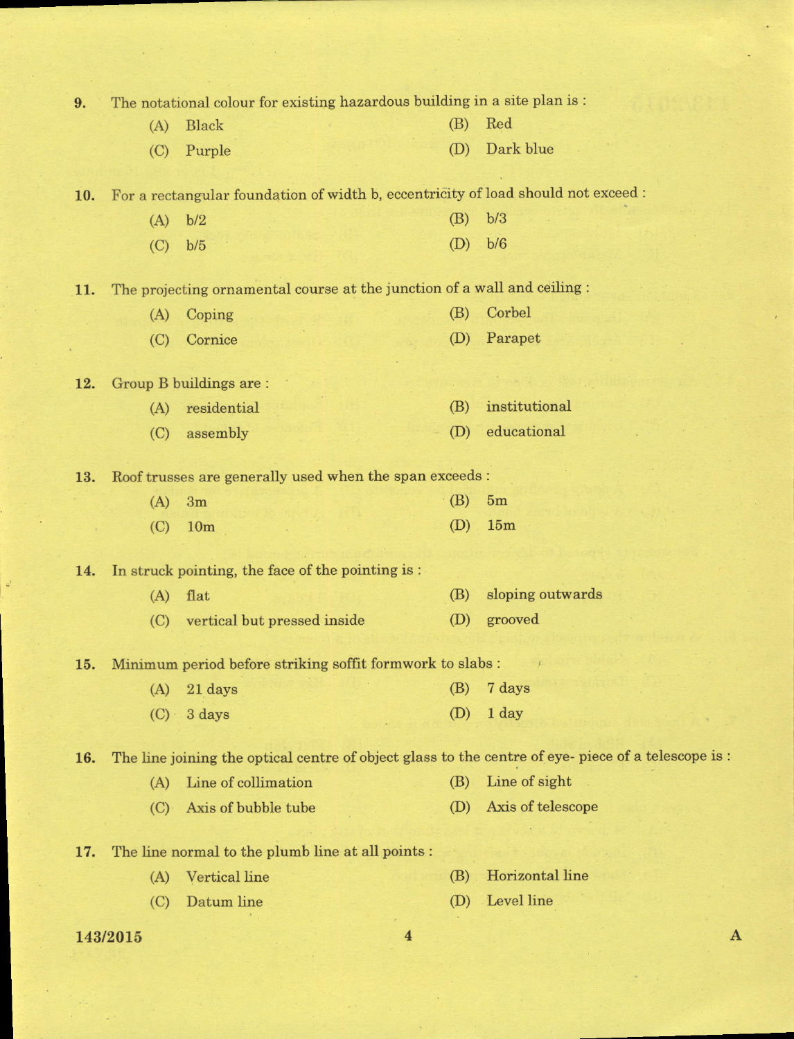9. The notational colour for existing hazardous building in a site plan is :
   - (A) Black
   - (B) Red
   - (C) Purple
   - (D) Dark blue

10. For a rectangular foundation of width b, eccentricity of load should not exceed :
    - (A) b/2
    - (B) b/3
    - (C) b/5
    - (D) b/6

11. The projecting ornamental course at the junction of a wall and ceiling :
    - (A) Coping
    - (B) Corbel
    - (C) Cornice
    - (D) Parapet

12. Group B buildings are :
    - (A) residential
    - (B) institutional
    - (C) assembly
    - (D) educational

13. Roof trusses are generally used when the span exceeds :
    - (A) 3m
    - (B) 5m
    - (C) 10m
    - (D) 15m

14. In struck pointing, the face of the pointing is :
    - (A) flat
    - (B) sloping outwards
    - (C) vertical but pressed inside
    - (D) grooved

15. Minimum period before striking soffit formwork to slabs :
    - (A) 21 days
    - (B) 7 days
    - (C) 3 days
    - (D) 1 day

16. The line joining the optical centre of object glass to the centre of eye- piece of a telescope is :
    - (A) Line of collimation
    - (B) Line of sight
    - (C) Axis of bubble tube
    - (D) Axis of telescope

17. The line normal to the plumb line at all points :
    - (A) Vertical line
    - (B) Horizontal line
    - (C) Datum line
    - (D) Level line